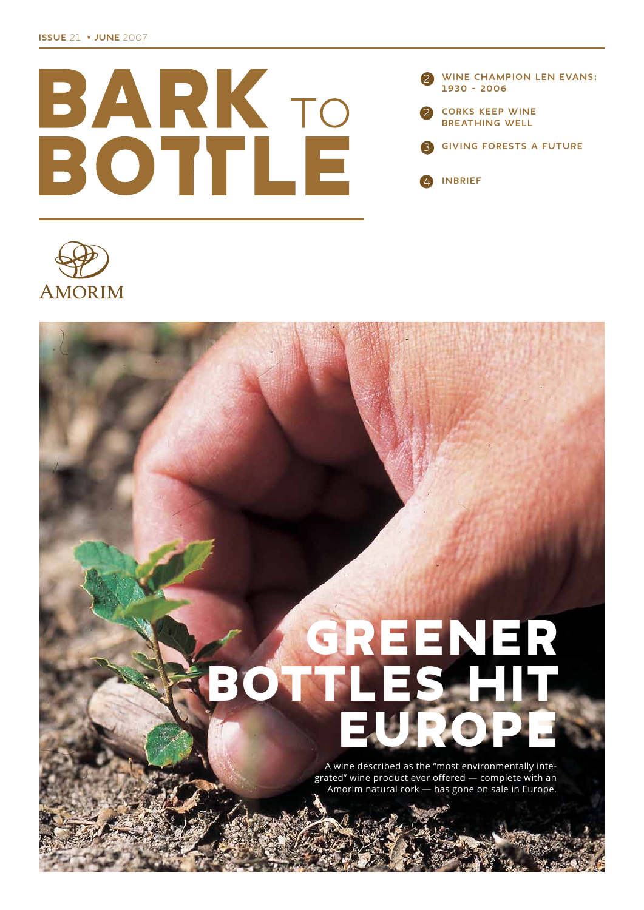ISSUE 21 • JUNE 2007

# BARK TO BOTTLE

2 WINE CHAMPION LEN EVANS: 1930 - 2006

2 CORKS KEEP WINE BREATHING WELL

3 GIVING FORESTS A FUTURE

4 INBRIEF

AMORIM

## GREENER BOTTLES HIT EUROPE

A wine described as the "most environmentally integrated" wine product ever offered — complete with an Amorim natural cork — has gone on sale in Europe.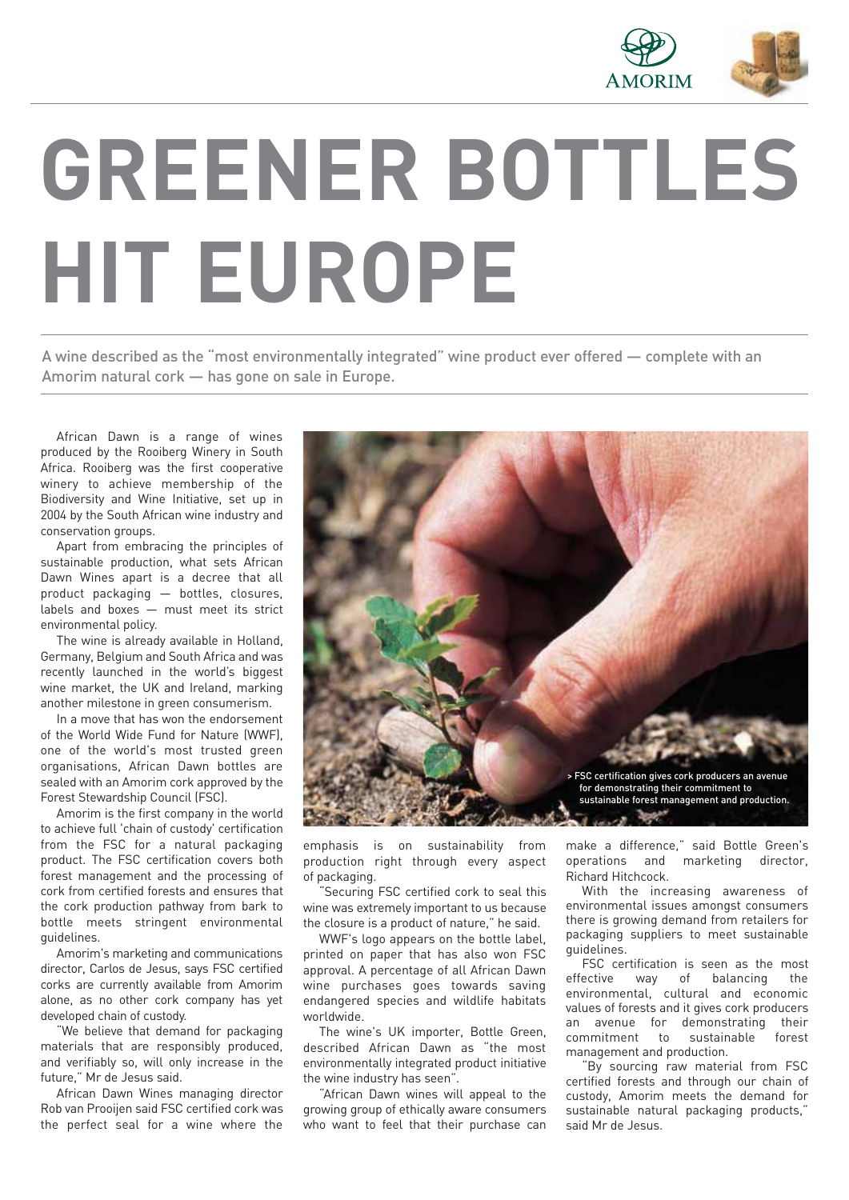# GREENER BOTTLES HIT EUROPE

A wine described as the "most environmentally integrated" wine product ever offered — complete with an Amorim natural cork — has gone on sale in Europe.

African Dawn is a range of wines produced by the Rooiberg Winery in South Africa. Rooiberg was the first cooperative winery to achieve membership of the Biodiversity and Wine Initiative, set up in 2004 by the South African wine industry and conservation groups.

Apart from embracing the principles of sustainable production, what sets African Dawn Wines apart is a decree that all product packaging — bottles, closures, labels and boxes — must meet its strict environmental policy.

The wine is already available in Holland, Germany, Belgium and South Africa and was recently launched in the world's biggest wine market, the UK and Ireland, marking another milestone in green consumerism.

In a move that has won the endorsement of the World Wide Fund for Nature (WWF), one of the world's most trusted green organisations, African Dawn bottles are sealed with an Amorim cork approved by the Forest Stewardship Council (FSC).

Amorim is the first company in the world to achieve full 'chain of custody' certification from the FSC for a natural packaging product. The FSC certification covers both forest management and the processing of cork from certified forests and ensures that the cork production pathway from bark to bottle meets stringent environmental guidelines.

Amorim's marketing and communications director, Carlos de Jesus, says FSC certified corks are currently available from Amorim alone, as no other cork company has yet developed chain of custody.

"We believe that demand for packaging materials that are responsibly produced, and verifiably so, will only increase in the future," Mr de Jesus said.

African Dawn Wines managing director Rob van Prooijen said FSC certified cork was the perfect seal for a wine where the emphasis is on sustainability from production right through every aspect of packaging.

"Securing FSC certified cork to seal this wine was extremely important to us because the closure is a product of nature," he said.

WWF's logo appears on the bottle label, printed on paper that has also won FSC approval. A percentage of all African Dawn wine purchases goes towards saving endangered species and wildlife habitats worldwide.

The wine's UK importer, Bottle Green, described African Dawn as "the most environmentally integrated product initiative the wine industry has seen".

"African Dawn wines will appeal to the growing group of ethically aware consumers who want to feel that their purchase can make a difference," said Bottle Green's operations and marketing director, Richard Hitchcock.

With the increasing awareness of environmental issues amongst consumers there is growing demand from retailers for packaging suppliers to meet sustainable guidelines.

FSC certification is seen as the most effective way of balancing the environmental, cultural and economic values of forests and it gives cork producers an avenue for demonstrating their commitment to sustainable forest management and production.

"By sourcing raw material from FSC certified forests and through our chain of custody, Amorim meets the demand for sustainable natural packaging products," said Mr de Jesus.

> FSC certification gives cork producers an avenue for demonstrating their commitment to sustainable forest management and production.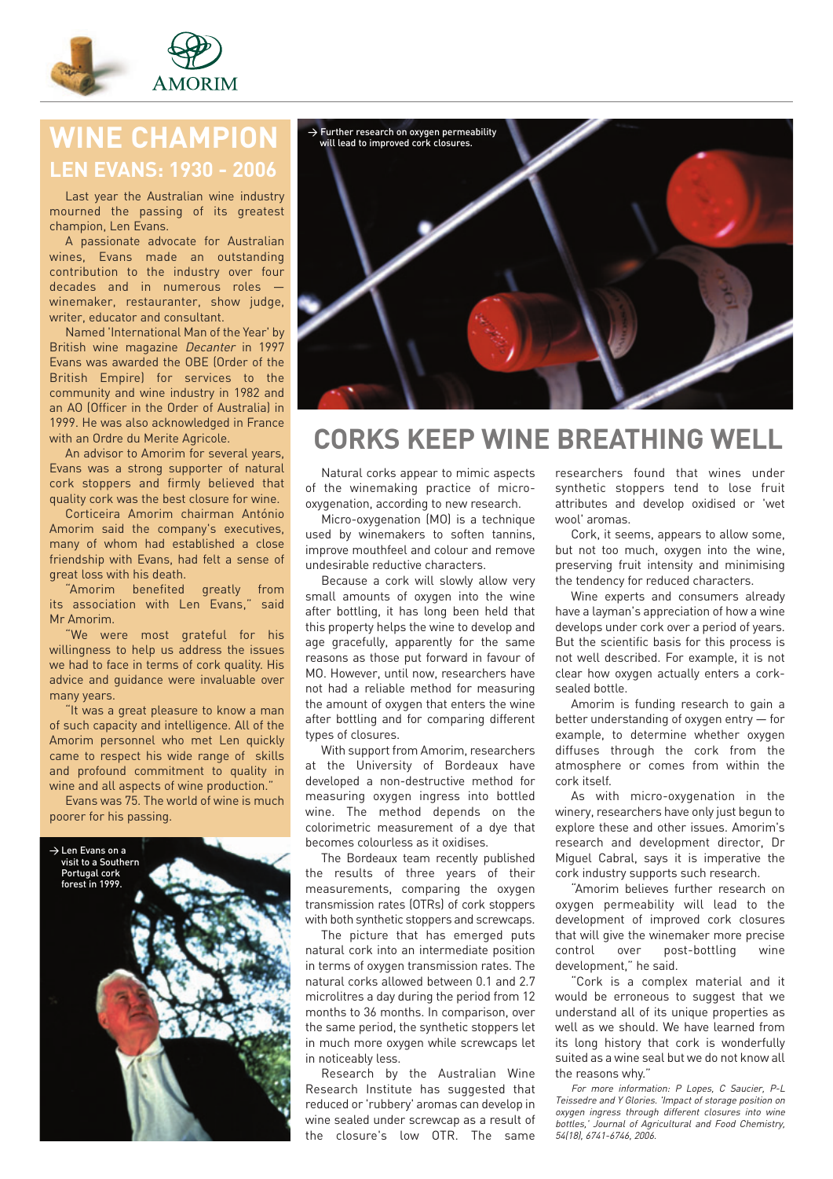# WINE CHAMPION

## LEN EVANS: 1930 - 2006

Last year the Australian wine industry mourned the passing of its greatest champion, Len Evans.

A passionate advocate for Australian wines, Evans made an outstanding contribution to the industry over four decades and in numerous roles — winemaker, restauranter, show judge, writer, educator and consultant.

Named 'International Man of the Year' by British wine magazine *Decanter* in 1997 Evans was awarded the OBE (Order of the British Empire) for services to the community and wine industry in 1982 and an AO (Officer in the Order of Australia) in 1999. He was also acknowledged in France with an Ordre du Merite Agricole.

An advisor to Amorim for several years, Evans was a strong supporter of natural cork stoppers and firmly believed that quality cork was the best closure for wine.

Corticeira Amorim chairman António Amorim said the company's executives, many of whom had established a close friendship with Evans, had felt a sense of great loss with his death.

"Amorim benefited greatly from its association with Len Evans," said Mr Amorim.

"We were most grateful for his willingness to help us address the issues we had to face in terms of cork quality. His advice and guidance were invaluable over many years.

"It was a great pleasure to know a man of such capacity and intelligence. All of the Amorim personnel who met Len quickly came to respect his wide range of skills and profound commitment to quality in wine and all aspects of wine production."

Evans was 75. The world of wine is much poorer for his passing.

→ Len Evans on a visit to a Southern Portugal cork forest in 1999.

→ Further research on oxygen permeability will lead to improved cork closures.

# CORKS KEEP WINE BREATHING WELL

Natural corks appear to mimic aspects of the winemaking practice of micro-oxygenation, according to new research.

Micro-oxygenation (MO) is a technique used by winemakers to soften tannins, improve mouthfeel and colour and remove undesirable reductive characters.

Because a cork will slowly allow very small amounts of oxygen into the wine after bottling, it has long been held that this property helps the wine to develop and age gracefully, apparently for the same reasons as those put forward in favour of MO. However, until now, researchers have not had a reliable method for measuring the amount of oxygen that enters the wine after bottling and for comparing different types of closures.

With support from Amorim, researchers at the University of Bordeaux have developed a non-destructive method for measuring oxygen ingress into bottled wine. The method depends on the colorimetric measurement of a dye that becomes colourless as it oxidises.

The Bordeaux team recently published the results of three years of their measurements, comparing the oxygen transmission rates (OTRs) of cork stoppers with both synthetic stoppers and screwcaps.

The picture that has emerged puts natural cork into an intermediate position in terms of oxygen transmission rates. The natural corks allowed between 0.1 and 2.7 microlitres a day during the period from 12 months to 36 months. In comparison, over the same period, the synthetic stoppers let in much more oxygen while screwcaps let in noticeably less.

Research by the Australian Wine Research Institute has suggested that reduced or 'rubbery' aromas can develop in wine sealed under screwcap as a result of the closure's low OTR. The same researchers found that wines under synthetic stoppers tend to lose fruit attributes and develop oxidised or 'wet wool' aromas.

Cork, it seems, appears to allow some, but not too much, oxygen into the wine, preserving fruit intensity and minimising the tendency for reduced characters.

Wine experts and consumers already have a layman's appreciation of how a wine develops under cork over a period of years. But the scientific basis for this process is not well described. For example, it is not clear how oxygen actually enters a cork-sealed bottle.

Amorim is funding research to gain a better understanding of oxygen entry — for example, to determine whether oxygen diffuses through the cork from the atmosphere or comes from within the cork itself.

As with micro-oxygenation in the winery, researchers have only just begun to explore these and other issues. Amorim's research and development director, Dr Miguel Cabral, says it is imperative the cork industry supports such research.

"Amorim believes further research on oxygen permeability will lead to the development of improved cork closures that will give the winemaker more precise control over post-bottling wine development," he said.

"Cork is a complex material and it would be erroneous to suggest that we understand all of its unique properties as well as we should. We have learned from its long history that cork is wonderfully suited as a wine seal but we do not know all the reasons why."

*For more information: P Lopes, C Saucier, P-L Teissedre and Y Glories. 'Impact of storage position on oxygen ingress through different closures into wine bottles,' Journal of Agricultural and Food Chemistry, 54(18), 6741-6746, 2006.*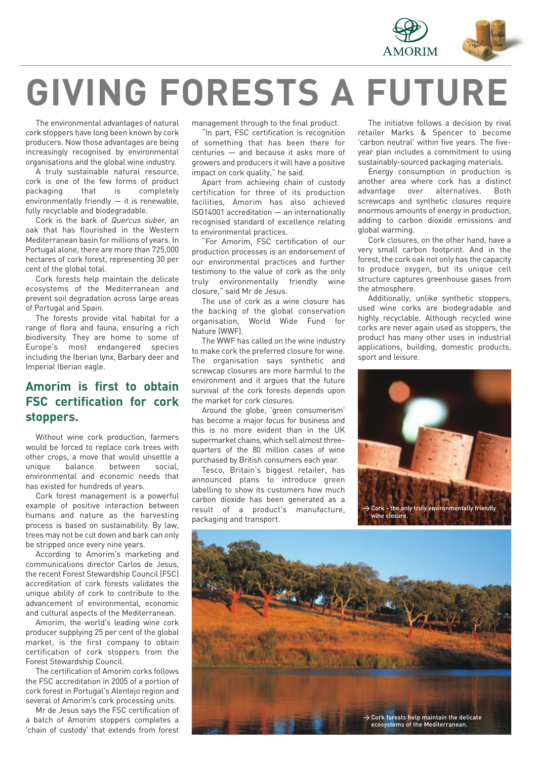# GIVING FORESTS A FUTURE

The environmental advantages of natural cork stoppers have long been known by cork producers. Now those advantages are being increasingly recognised by environmental organisations and the global wine industry.

A truly sustainable natural resource, cork is one of the few forms of product packaging that is completely environmentally friendly — it is renewable, fully recyclable and biodegradable.

Cork is the bark of *Quercus suber*, an oak that has flourished in the Western Mediterranean basin for millions of years. In Portugal alone, there are more than 725,000 hectares of cork forest, representing 30 per cent of the global total.

Cork forests help maintain the delicate ecosystems of the Mediterranean and prevent soil degradation across large areas of Portugal and Spain.

The forests provide vital habitat for a range of flora and fauna, ensuring a rich biodiversity. They are home to some of Europe's most endangered species including the Iberian lynx, Barbary deer and Imperial Iberian eagle.

## Amorim is first to obtain FSC certification for cork stoppers.

Without wine cork production, farmers would be forced to replace cork trees with other crops, a move that would unsettle a unique balance between social, environmental and economic needs that has existed for hundreds of years.

Cork forest management is a powerful example of positive interaction between humans and nature as the harvesting process is based on sustainability. By law, trees may not be cut down and bark can only be stripped once every nine years.

According to Amorim's marketing and communications director Carlos de Jesus, the recent Forest Stewardship Council (FSC) accreditation of cork forests validates the unique ability of cork to contribute to the advancement of environmental, economic and cultural aspects of the Mediterranean.

Amorim, the world's leading wine cork producer supplying 25 per cent of the global market, is the first company to obtain certification of cork stoppers from the Forest Stewardship Council.

The certification of Amorim corks follows the FSC accreditation in 2005 of a portion of cork forest in Portugal's Alentejo region and several of Amorim's cork processing units.

Mr de Jesus says the FSC certification of a batch of Amorim stoppers completes a 'chain of custody' that extends from forest management through to the final product.

"In part, FSC certification is recognition of something that has been there for centuries — and because it asks more of growers and producers it will have a positive impact on cork quality," he said.

Apart from achieving chain of custody certification for three of its production facilities, Amorim has also achieved ISO14001 accreditation — an internationally recognised standard of excellence relating to environmental practices.

"For Amorim, FSC certification of our production processes is an endorsement of our environmental practices and further testimony to the value of cork as the only truly environmentally friendly wine closure," said Mr de Jesus.

The use of cork as a wine closure has the backing of the global conservation organisation, World Wide Fund for Nature (WWF).

The WWF has called on the wine industry to make cork the preferred closure for wine. The organisation says synthetic and screwcap closures are more harmful to the environment and it argues that the future survival of the cork forests depends upon the market for cork closures.

Around the globe, 'green consumerism' has become a major focus for business and this is no more evident than in the UK supermarket chains, which sell almost three-quarters of the 80 million cases of wine purchased by British consumers each year.

Tesco, Britain's biggest retailer, has announced plans to introduce green labelling to show its customers how much carbon dioxide has been generated as a result of a product's manufacture, packaging and transport.

The initiative follows a decision by rival retailer Marks & Spencer to become 'carbon neutral' within five years. The five-year plan includes a commitment to using sustainably-sourced packaging materials.

Energy consumption in production is another area where cork has a distinct advantage over alternatives. Both screwcaps and synthetic closures require enormous amounts of energy in production, adding to carbon dioxide emissions and global warming.

Cork closures, on the other hand, have a very small carbon footprint. And in the forest, the cork oak not only has the capacity to produce oxygen, but its unique cell structure captures greenhouse gases from the atmosphere.

Additionally, unlike synthetic stoppers, used wine corks are biodegradable and highly recyclable. Although recycled wine corks are never again used as stoppers, the product has many other uses in industrial applications, building, domestic products, sport and leisure.

→ Cork - the only truly environmentally friendly wine closure.

→ Cork forests help maintain the delicate ecosystems of the Mediterranean.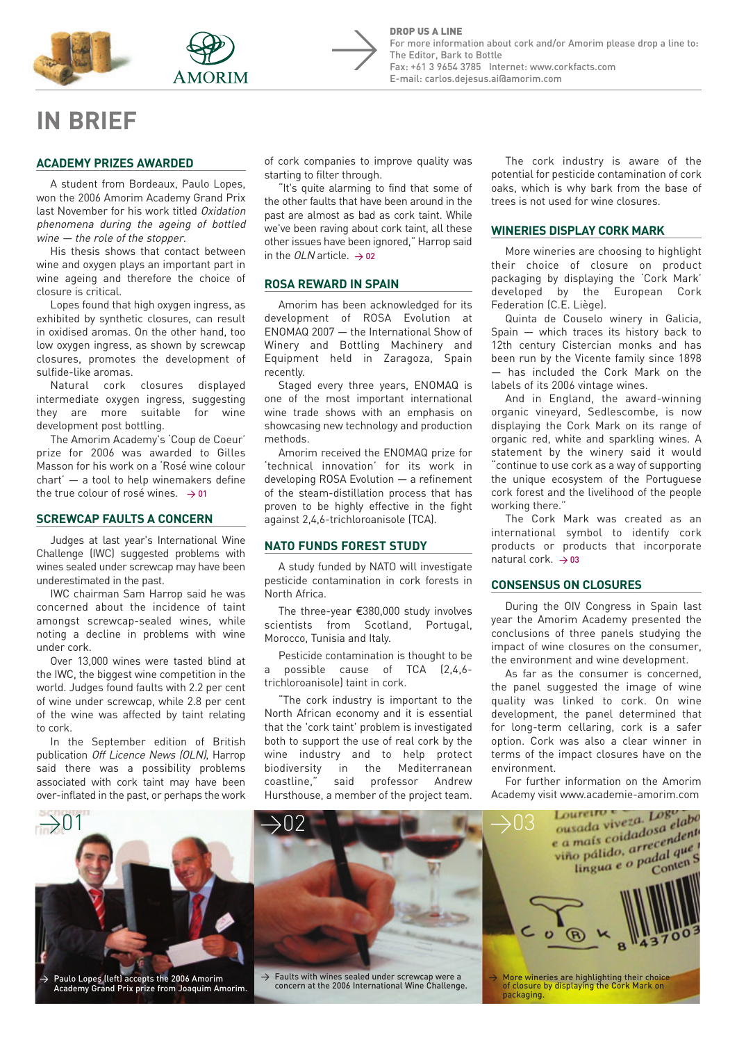DROP US A LINE

For more information about cork and/or Amorim please drop a line to:
The Editor, Bark to Bottle
Fax: +61 3 9654 3785 Internet: www.corkfacts.com
E-mail: carlos.dejesus.ai@amorim.com

# IN BRIEF

## ACADEMY PRIZES AWARDED

A student from Bordeaux, Paulo Lopes, won the 2006 Amorim Academy Grand Prix last November for his work titled *Oxidation phenomena during the ageing of bottled wine — the role of the stopper*.

His thesis shows that contact between wine and oxygen plays an important part in wine ageing and therefore the choice of closure is critical.

Lopes found that high oxygen ingress, as exhibited by synthetic closures, can result in oxidised aromas. On the other hand, too low oxygen ingress, as shown by screwcap closures, promotes the development of sulfide-like aromas.

Natural cork closures displayed intermediate oxygen ingress, suggesting they are more suitable for wine development post bottling.

The Amorim Academy's 'Coup de Coeur' prize for 2006 was awarded to Gilles Masson for his work on a 'Rosé wine colour chart' — a tool to help winemakers define the true colour of rosé wines. → 01

## SCREWCAP FAULTS A CONCERN

Judges at last year's International Wine Challenge (IWC) suggested problems with wines sealed under screwcap may have been underestimated in the past.

IWC chairman Sam Harrop said he was concerned about the incidence of taint amongst screwcap-sealed wines, while noting a decline in problems with wine under cork.

Over 13,000 wines were tasted blind at the IWC, the biggest wine competition in the world. Judges found faults with 2.2 per cent of wine under screwcap, while 2.8 per cent of the wine was affected by taint relating to cork.

In the September edition of British publication *Off Licence News (OLN)*, Harrop said there was a possibility problems associated with cork taint may have been over-inflated in the past, or perhaps the work of cork companies to improve quality was starting to filter through.

"It's quite alarming to find that some of the other faults that have been around in the past are almost as bad as cork taint. While we've been raving about cork taint, all these other issues have been ignored," Harrop said in the *OLN* article. → 02

## ROSA REWARD IN SPAIN

Amorim has been acknowledged for its development of ROSA Evolution at ENOMAQ 2007 — the International Show of Winery and Bottling Machinery and Equipment held in Zaragoza, Spain recently.

Staged every three years, ENOMAQ is one of the most important international wine trade shows with an emphasis on showcasing new technology and production methods.

Amorim received the ENOMAQ prize for 'technical innovation' for its work in developing ROSA Evolution — a refinement of the steam-distillation process that has proven to be highly effective in the fight against 2,4,6-trichloroanisole (TCA).

## NATO FUNDS FOREST STUDY

A study funded by NATO will investigate pesticide contamination in cork forests in North Africa.

The three-year €380,000 study involves scientists from Scotland, Portugal, Morocco, Tunisia and Italy.

Pesticide contamination is thought to be a possible cause of TCA (2,4,6-trichloroanisole) taint in cork.

"The cork industry is important to the North African economy and it is essential that the 'cork taint' problem is investigated both to support the use of real cork by the wine industry and to help protect biodiversity in the Mediterranean coastline," said professor Andrew Hursthouse, a member of the project team.

The cork industry is aware of the potential for pesticide contamination of cork oaks, which is why bark from the base of trees is not used for wine closures.

## WINERIES DISPLAY CORK MARK

More wineries are choosing to highlight their choice of closure on product packaging by displaying the 'Cork Mark' developed by the European Cork Federation (C.E. Liège).

Quinta de Couselo winery in Galicia, Spain — which traces its history back to 12th century Cistercian monks and has been run by the Vicente family since 1898 — has included the Cork Mark on the labels of its 2006 vintage wines.

And in England, the award-winning organic vineyard, Sedlescombe, is now displaying the Cork Mark on its range of organic red, white and sparkling wines. A statement by the winery said it would "continue to use cork as a way of supporting the unique ecosystem of the Portuguese cork forest and the livelihood of the people working there."

The Cork Mark was created as an international symbol to identify cork products or products that incorporate natural cork. → 03

## CONSENSUS ON CLOSURES

During the OIV Congress in Spain last year the Amorim Academy presented the conclusions of three panels studying the impact of wine closures on the consumer, the environment and wine development.

As far as the consumer is concerned, the panel suggested the image of wine quality was linked to cork. On wine development, the panel determined that for long-term cellaring, cork is a safer option. Cork was also a clear winner in terms of the impact closures have on the environment.

For further information on the Amorim Academy visit www.academie-amorim.com

→ 01 Paulo Lopes (left) accepts the 2006 Amorim Academy Grand Prix prize from Joaquim Amorim.

→ 02 Faults with wines sealed under screwcap were a concern at the 2006 International Wine Challenge.

→ 03 More wineries are highlighting their choice of closure by displaying the Cork Mark on packaging.